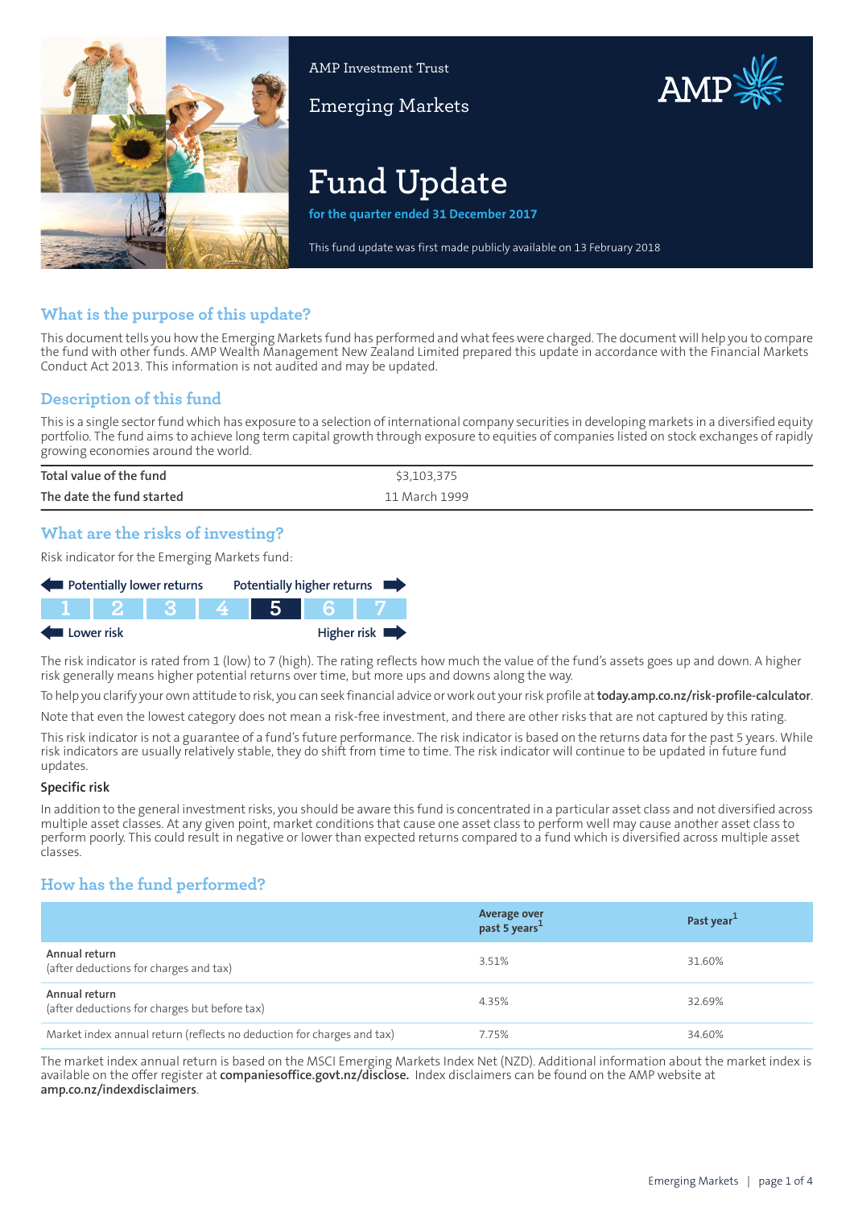AMP Investment Trust

Emerging Markets

# Fund Update

**for the quarter ended 31 December 2017**

This fund update was first made publicly available on 13 February 2018

## What is the purpose of this update?

This document tells you how the Emerging Markets fund has performed and what fees were charged. The document will help you to compare the fund with other funds. AMP Wealth Management New Zealand Limited prepared this update in accordance with the Financial Markets Conduct Act 2013. This information is not audited and may be updated.

## Description of this fund

This is a single sector fund which has exposure to a selection of international company securities in developing markets in a diversified equity portfolio. The fund aims to achieve long term capital growth through exposure to equities of companies listed on stock exchanges of rapidly growing economies around the world.

| | |
|---|---|
| Total value of the fund | $3,103,375 |
| The date the fund started | 11 March 1999 |

## What are the risks of investing?

Risk indicator for the Emerging Markets fund:

Potentially lower returns ← → Potentially higher returns

| 1 | 2 | 3 | 4 | **5** | 6 | 7 |
|---|---|---|---|---|---|---|

Lower risk ← → Higher risk

The risk indicator is rated from 1 (low) to 7 (high). The rating reflects how much the value of the fund's assets goes up and down. A higher risk generally means higher potential returns over time, but more ups and downs along the way.

To help you clarify your own attitude to risk, you can seek financial advice or work out your risk profile at **today.amp.co.nz/risk-profile-calculator**.

Note that even the lowest category does not mean a risk-free investment, and there are other risks that are not captured by this rating.

This risk indicator is not a guarantee of a fund's future performance. The risk indicator is based on the returns data for the past 5 years. While risk indicators are usually relatively stable, they do shift from time to time. The risk indicator will continue to be updated in future fund updates.

### Specific risk

In addition to the general investment risks, you should be aware this fund is concentrated in a particular asset class and not diversified across multiple asset classes. At any given point, market conditions that cause one asset class to perform well may cause another asset class to perform poorly. This could result in negative or lower than expected returns compared to a fund which is diversified across multiple asset classes.

## How has the fund performed?

| | Average over past 5 years[1] | Past year[1] |
|---|---|---|
| **Annual return** (after deductions for charges and tax) | 3.51% | 31.60% |
| **Annual return** (after deductions for charges but before tax) | 4.35% | 32.69% |
| Market index annual return (reflects no deduction for charges and tax) | 7.75% | 34.60% |

The market index annual return is based on the MSCI Emerging Markets Index Net (NZD). Additional information about the market index is available on the offer register at **companiesoffice.govt.nz/disclose.** Index disclaimers can be found on the AMP website at **amp.co.nz/indexdisclaimers**.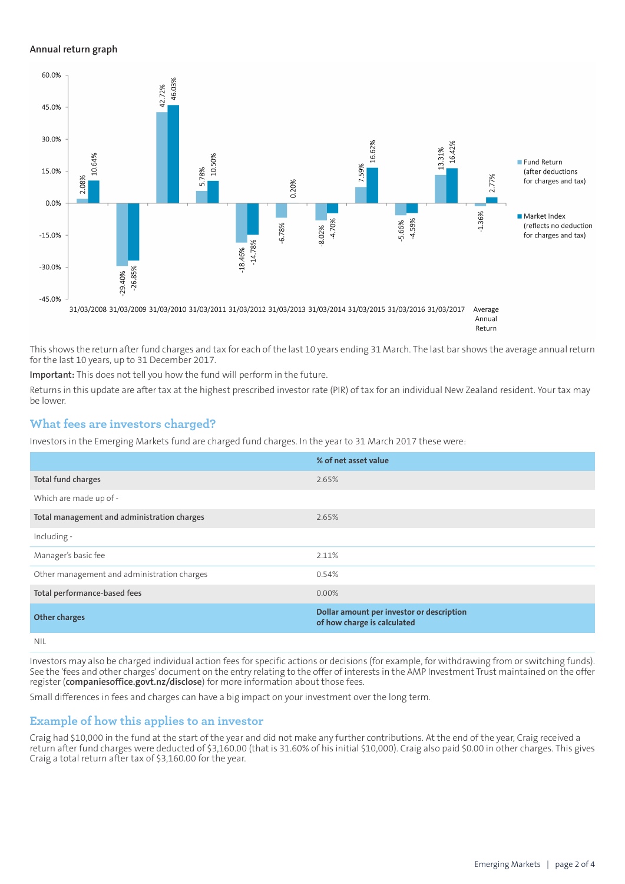### Annual return graph

| Year ending | Fund Return (after deductions for charges and tax) | Market Index (reflects no deduction for charges and tax) |
|---|---|---|
| 31/03/2008 | 2.08% | 10.64% |
| 31/03/2009 | -29.40% | -26.85% |
| 31/03/2010 | 42.72% | 46.03% |
| 31/03/2011 | 5.78% | 10.50% |
| 31/03/2012 | -18.46% | -14.78% |
| 31/03/2013 | -6.78% | 0.20% |
| 31/03/2014 | -8.02% | -4.70% |
| 31/03/2015 | 7.59% | 16.62% |
| 31/03/2016 | -5.66% | -4.59% |
| 31/03/2017 | 13.31% | 16.42% |
| Average Annual Return | -1.36% | 2.77% |

This shows the return after fund charges and tax for each of the last 10 years ending 31 March. The last bar shows the average annual return for the last 10 years, up to 31 December 2017.

**Important:** This does not tell you how the fund will perform in the future.

Returns in this update are after tax at the highest prescribed investor rate (PIR) of tax for an individual New Zealand resident. Your tax may be lower.

## What fees are investors charged?

Investors in the Emerging Markets fund are charged fund charges. In the year to 31 March 2017 these were:

| | % of net asset value |
|---|---|
| **Total fund charges** | 2.65% |
| Which are made up of - | |
| **Total management and administration charges** | 2.65% |
| Including - | |
| Manager's basic fee | 2.11% |
| Other management and administration charges | 0.54% |
| **Total performance-based fees** | 0.00% |
| **Other charges** | **Dollar amount per investor or description of how charge is calculated** |
| NIL | |

Investors may also be charged individual action fees for specific actions or decisions (for example, for withdrawing from or switching funds). See the 'fees and other charges' document on the entry relating to the offer of interests in the AMP Investment Trust maintained on the offer register (**companiesoffice.govt.nz/disclose**) for more information about those fees.

Small differences in fees and charges can have a big impact on your investment over the long term.

## Example of how this applies to an investor

Craig had $10,000 in the fund at the start of the year and did not make any further contributions. At the end of the year, Craig received a return after fund charges were deducted of $3,160.00 (that is 31.60% of his initial $10,000). Craig also paid $0.00 in other charges. This gives Craig a total return after tax of $3,160.00 for the year.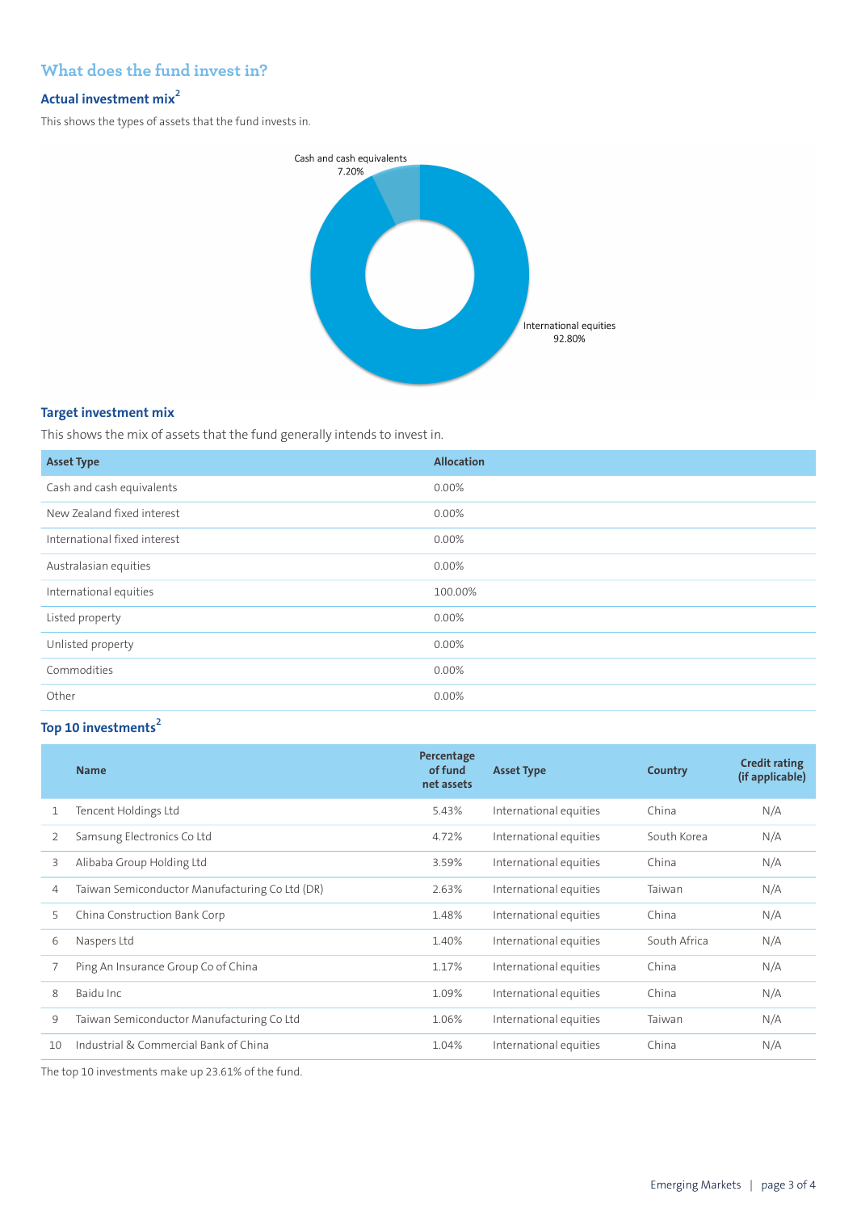## What does the fund invest in?

### Actual investment mix[2]

This shows the types of assets that the fund invests in.

Cash and cash equivalents 7.20%

International equities 92.80%

### Target investment mix

This shows the mix of assets that the fund generally intends to invest in.

| Asset Type | Allocation |
|---|---|
| Cash and cash equivalents | 0.00% |
| New Zealand fixed interest | 0.00% |
| International fixed interest | 0.00% |
| Australasian equities | 0.00% |
| International equities | 100.00% |
| Listed property | 0.00% |
| Unlisted property | 0.00% |
| Commodities | 0.00% |
| Other | 0.00% |

### Top 10 investments[2]

| | Name | Percentage of fund net assets | Asset Type | Country | Credit rating (if applicable) |
|---|---|---|---|---|---|
| 1 | Tencent Holdings Ltd | 5.43% | International equities | China | N/A |
| 2 | Samsung Electronics Co Ltd | 4.72% | International equities | South Korea | N/A |
| 3 | Alibaba Group Holding Ltd | 3.59% | International equities | China | N/A |
| 4 | Taiwan Semiconductor Manufacturing Co Ltd (DR) | 2.63% | International equities | Taiwan | N/A |
| 5 | China Construction Bank Corp | 1.48% | International equities | China | N/A |
| 6 | Naspers Ltd | 1.40% | International equities | South Africa | N/A |
| 7 | Ping An Insurance Group Co of China | 1.17% | International equities | China | N/A |
| 8 | Baidu Inc | 1.09% | International equities | China | N/A |
| 9 | Taiwan Semiconductor Manufacturing Co Ltd | 1.06% | International equities | Taiwan | N/A |
| 10 | Industrial & Commercial Bank of China | 1.04% | International equities | China | N/A |

The top 10 investments make up 23.61% of the fund.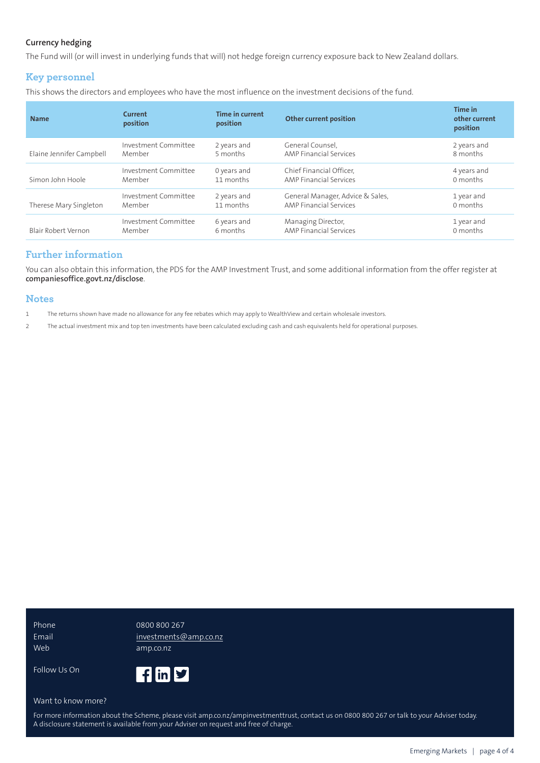### Currency hedging

The Fund will (or will invest in underlying funds that will) not hedge foreign currency exposure back to New Zealand dollars.

## Key personnel

This shows the directors and employees who have the most influence on the investment decisions of the fund.

| Name | Current position | Time in current position | Other current position | Time in other current position |
|---|---|---|---|---|
| Elaine Jennifer Campbell | Investment Committee Member | 2 years and 5 months | General Counsel, AMP Financial Services | 2 years and 8 months |
| Simon John Hoole | Investment Committee Member | 0 years and 11 months | Chief Financial Officer, AMP Financial Services | 4 years and 0 months |
| Therese Mary Singleton | Investment Committee Member | 2 years and 11 months | General Manager, Advice & Sales, AMP Financial Services | 1 year and 0 months |
| Blair Robert Vernon | Investment Committee Member | 6 years and 6 months | Managing Director, AMP Financial Services | 1 year and 0 months |

## Further information

You can also obtain this information, the PDS for the AMP Investment Trust, and some additional information from the offer register at **companiesoffice.govt.nz/disclose**.

## Notes

1 The returns shown have made no allowance for any fee rebates which may apply to WealthView and certain wholesale investors.

2 The actual investment mix and top ten investments have been calculated excluding cash and cash equivalents held for operational purposes.

Phone 0800 800 267
Email investments@amp.co.nz
Web amp.co.nz

Follow Us On

Want to know more?

For more information about the Scheme, please visit amp.co.nz/ampinvestmenttrust, contact us on 0800 800 267 or talk to your Adviser today. A disclosure statement is available from your Adviser on request and free of charge.